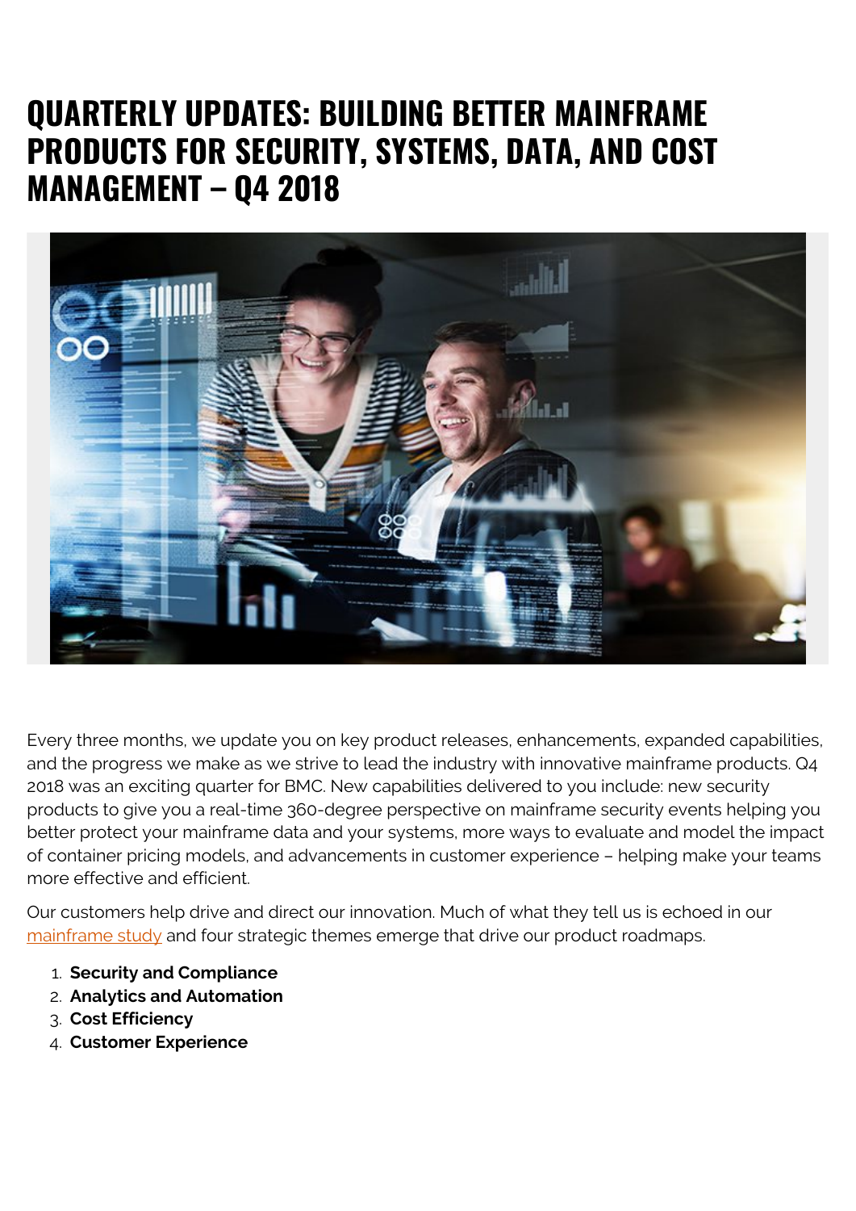# QUARTERLY UPDATES: BUILDING BETTER MAINFRAME PRODUCTS FOR SECURITY, SYSTEMS, DATA, AND COST MANAGEMENT – Q4 2018

Every three months, we update you on key product releases, enhancements, expanded capabilities, and the progress we make as we strive to lead the industry with innovative mainframe products. Q4 2018 was an exciting quarter for BMC. New capabilities delivered to you include: new security products to give you a real-time 360-degree perspective on mainframe security events helping you better protect your mainframe data and your systems, more ways to evaluate and model the impact of container pricing models, and advancements in customer experience – helping make your teams more effective and efficient.

Our customers help drive and direct our innovation. Much of what they tell us is echoed in our mainframe study and four strategic themes emerge that drive our product roadmaps.

1. **Security and Compliance**
2. **Analytics and Automation**
3. **Cost Efficiency**
4. **Customer Experience**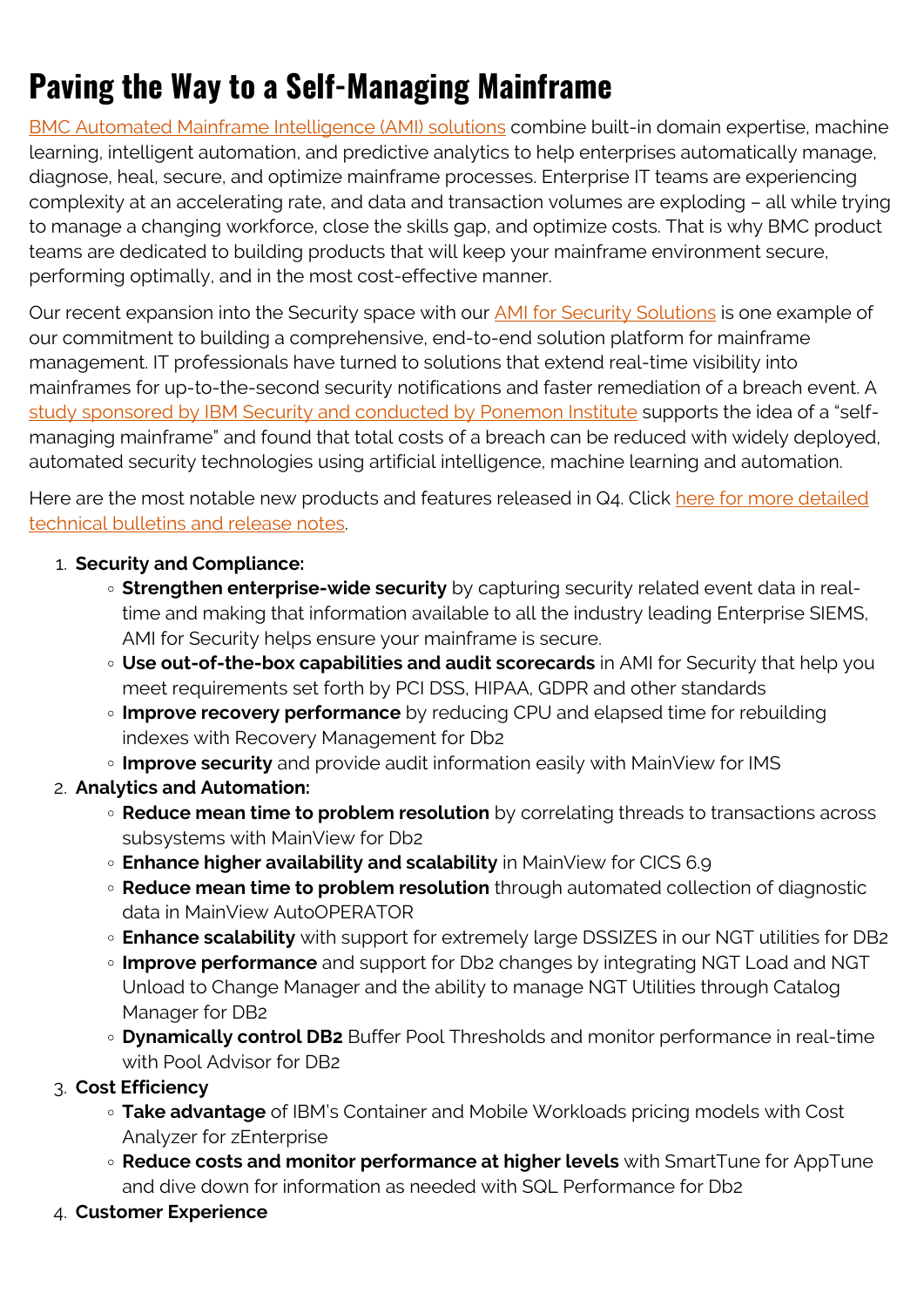# Paving the Way to a Self-Managing Mainframe

[BMC Automated Mainframe Intelligence (AMI) solutions](#) combine built-in domain expertise, machine learning, intelligent automation, and predictive analytics to help enterprises automatically manage, diagnose, heal, secure, and optimize mainframe processes. Enterprise IT teams are experiencing complexity at an accelerating rate, and data and transaction volumes are exploding – all while trying to manage a changing workforce, close the skills gap, and optimize costs. That is why BMC product teams are dedicated to building products that will keep your mainframe environment secure, performing optimally, and in the most cost-effective manner.

Our recent expansion into the Security space with our [AMI for Security Solutions](#) is one example of our commitment to building a comprehensive, end-to-end solution platform for mainframe management. IT professionals have turned to solutions that extend real-time visibility into mainframes for up-to-the-second security notifications and faster remediation of a breach event. A [study sponsored by IBM Security and conducted by Ponemon Institute](#) supports the idea of a "self-managing mainframe" and found that total costs of a breach can be reduced with widely deployed, automated security technologies using artificial intelligence, machine learning and automation.

Here are the most notable new products and features released in Q4. Click [here for more detailed technical bulletins and release notes](#).

1. **Security and Compliance:**
   - **Strengthen enterprise-wide security** by capturing security related event data in real-time and making that information available to all the industry leading Enterprise SIEMS, AMI for Security helps ensure your mainframe is secure.
   - **Use out-of-the-box capabilities and audit scorecards** in AMI for Security that help you meet requirements set forth by PCI DSS, HIPAA, GDPR and other standards
   - **Improve recovery performance** by reducing CPU and elapsed time for rebuilding indexes with Recovery Management for Db2
   - **Improve security** and provide audit information easily with MainView for IMS
2. **Analytics and Automation:**
   - **Reduce mean time to problem resolution** by correlating threads to transactions across subsystems with MainView for Db2
   - **Enhance higher availability and scalability** in MainView for CICS 6.9
   - **Reduce mean time to problem resolution** through automated collection of diagnostic data in MainView AutoOPERATOR
   - **Enhance scalability** with support for extremely large DSSIZES in our NGT utilities for DB2
   - **Improve performance** and support for Db2 changes by integrating NGT Load and NGT Unload to Change Manager and the ability to manage NGT Utilities through Catalog Manager for DB2
   - **Dynamically control DB2** Buffer Pool Thresholds and monitor performance in real-time with Pool Advisor for DB2
3. **Cost Efficiency**
   - **Take advantage** of IBM's Container and Mobile Workloads pricing models with Cost Analyzer for zEnterprise
   - **Reduce costs and monitor performance at higher levels** with SmartTune for AppTune and dive down for information as needed with SQL Performance for Db2
4. **Customer Experience**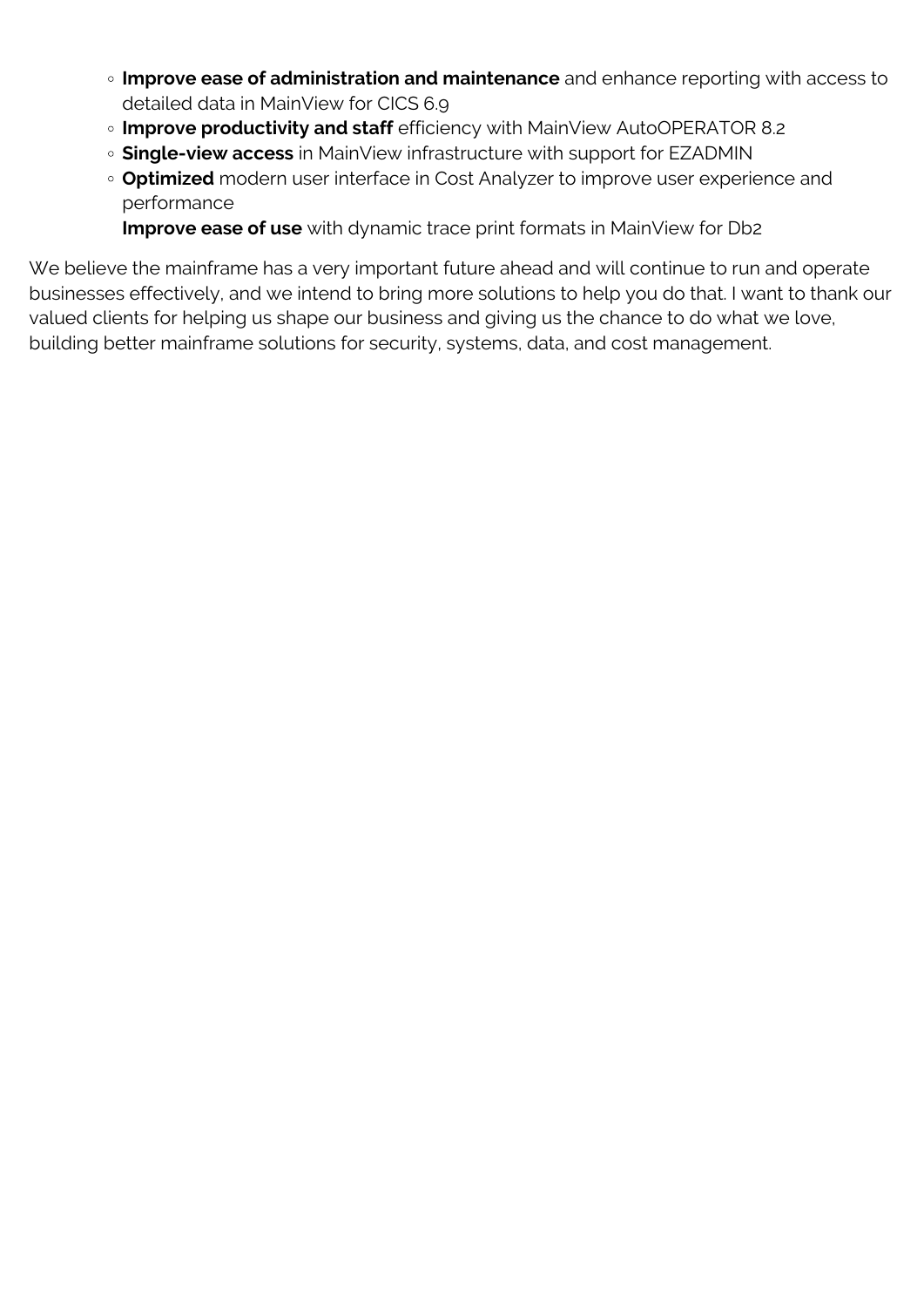- **Improve ease of administration and maintenance** and enhance reporting with access to detailed data in MainView for CICS 6.9
- **Improve productivity and staff** efficiency with MainView AutoOPERATOR 8.2
- **Single-view access** in MainView infrastructure with support for EZADMIN
- **Optimized** modern user interface in Cost Analyzer to improve user experience and performance
  **Improve ease of use** with dynamic trace print formats in MainView for Db2

We believe the mainframe has a very important future ahead and will continue to run and operate businesses effectively, and we intend to bring more solutions to help you do that. I want to thank our valued clients for helping us shape our business and giving us the chance to do what we love, building better mainframe solutions for security, systems, data, and cost management.